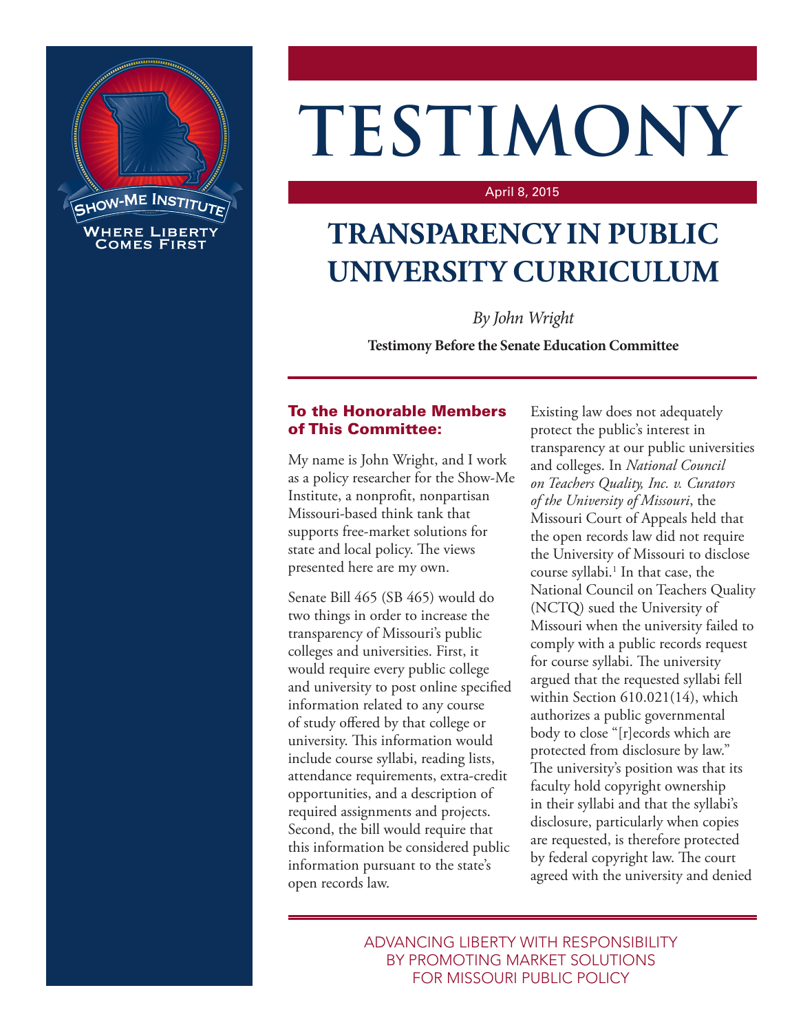Show-Me Institute

Where Liberty Comes First

# TESTIMONY

April 8, 2015

## TRANSPARENCY IN PUBLIC UNIVERSITY CURRICULUM

*By John Wright*

**Testimony Before the Senate Education Committee**

### To the Honorable Members of This Committee:

My name is John Wright, and I work as a policy researcher for the Show-Me Institute, a nonprofit, nonpartisan Missouri-based think tank that supports free-market solutions for state and local policy. The views presented here are my own.

Senate Bill 465 (SB 465) would do two things in order to increase the transparency of Missouri's public colleges and universities. First, it would require every public college and university to post online specified information related to any course of study offered by that college or university. This information would include course syllabi, reading lists, attendance requirements, extra-credit opportunities, and a description of required assignments and projects. Second, the bill would require that this information be considered public information pursuant to the state's open records law.

Existing law does not adequately protect the public's interest in transparency at our public universities and colleges. In *National Council on Teachers Quality, Inc. v. Curators of the University of Missouri*, the Missouri Court of Appeals held that the open records law did not require the University of Missouri to disclose course syllabi.[1] In that case, the National Council on Teachers Quality (NCTQ) sued the University of Missouri when the university failed to comply with a public records request for course syllabi. The university argued that the requested syllabi fell within Section 610.021(14), which authorizes a public governmental body to close "[r]ecords which are protected from disclosure by law." The university's position was that its faculty hold copyright ownership in their syllabi and that the syllabi's disclosure, particularly when copies are requested, is therefore protected by federal copyright law. The court agreed with the university and denied

ADVANCING LIBERTY WITH RESPONSIBILITY BY PROMOTING MARKET SOLUTIONS FOR MISSOURI PUBLIC POLICY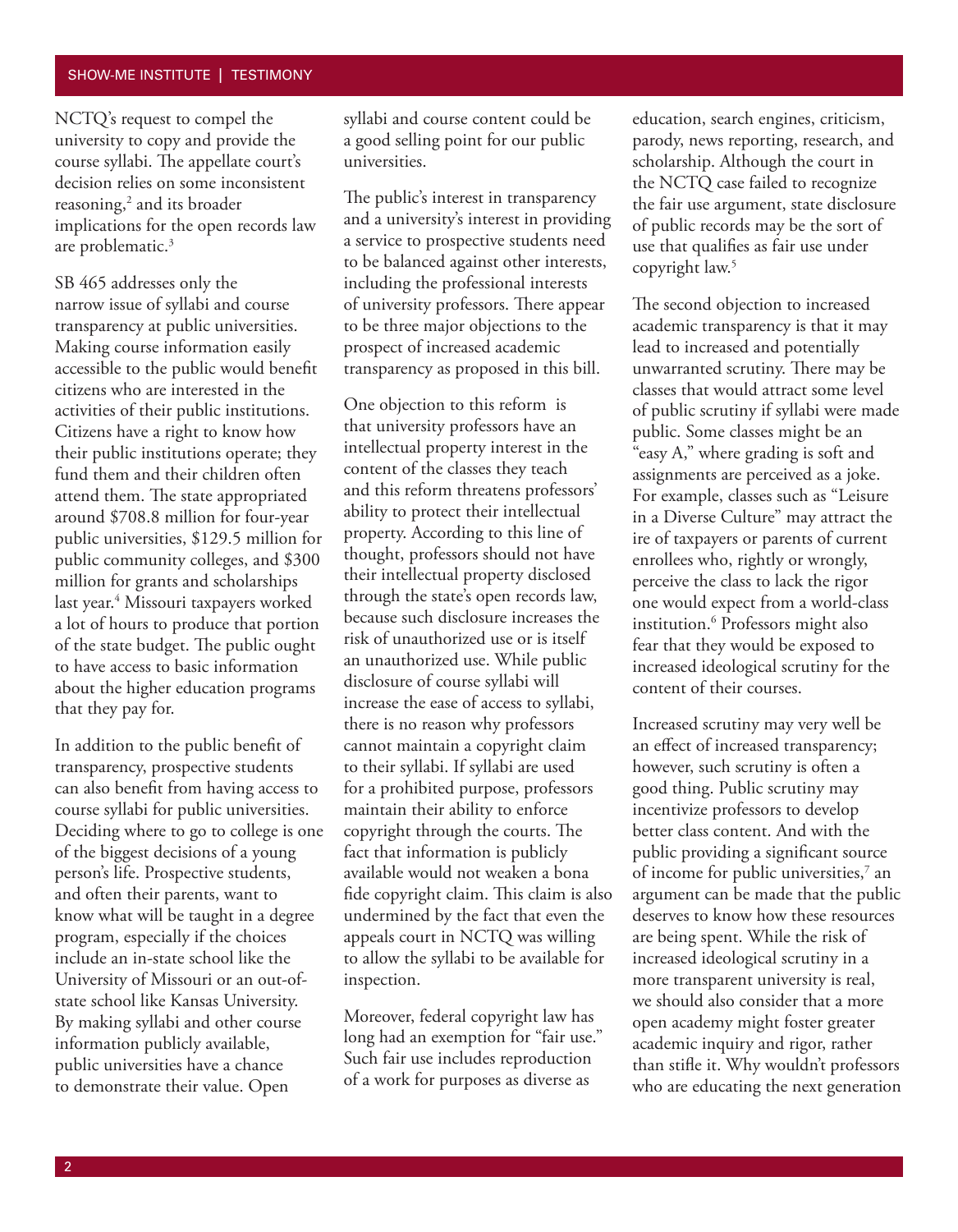NCTQ's request to compel the university to copy and provide the course syllabi. The appellate court's decision relies on some inconsistent reasoning,[2] and its broader implications for the open records law are problematic.[3]

SB 465 addresses only the narrow issue of syllabi and course transparency at public universities. Making course information easily accessible to the public would benefit citizens who are interested in the activities of their public institutions. Citizens have a right to know how their public institutions operate; they fund them and their children often attend them. The state appropriated around $708.8 million for four-year public universities, $129.5 million for public community colleges, and $300 million for grants and scholarships last year.[4] Missouri taxpayers worked a lot of hours to produce that portion of the state budget. The public ought to have access to basic information about the higher education programs that they pay for.

In addition to the public benefit of transparency, prospective students can also benefit from having access to course syllabi for public universities. Deciding where to go to college is one of the biggest decisions of a young person's life. Prospective students, and often their parents, want to know what will be taught in a degree program, especially if the choices include an in-state school like the University of Missouri or an out-of-state school like Kansas University. By making syllabi and other course information publicly available, public universities have a chance to demonstrate their value. Open syllabi and course content could be a good selling point for our public universities.

The public's interest in transparency and a university's interest in providing a service to prospective students need to be balanced against other interests, including the professional interests of university professors. There appear to be three major objections to the prospect of increased academic transparency as proposed in this bill.

One objection to this reform is that university professors have an intellectual property interest in the content of the classes they teach and this reform threatens professors' ability to protect their intellectual property. According to this line of thought, professors should not have their intellectual property disclosed through the state's open records law, because such disclosure increases the risk of unauthorized use or is itself an unauthorized use. While public disclosure of course syllabi will increase the ease of access to syllabi, there is no reason why professors cannot maintain a copyright claim to their syllabi. If syllabi are used for a prohibited purpose, professors maintain their ability to enforce copyright through the courts. The fact that information is publicly available would not weaken a bona fide copyright claim. This claim is also undermined by the fact that even the appeals court in NCTQ was willing to allow the syllabi to be available for inspection.

Moreover, federal copyright law has long had an exemption for "fair use." Such fair use includes reproduction of a work for purposes as diverse as education, search engines, criticism, parody, news reporting, research, and scholarship. Although the court in the NCTQ case failed to recognize the fair use argument, state disclosure of public records may be the sort of use that qualifies as fair use under copyright law.[5]

The second objection to increased academic transparency is that it may lead to increased and potentially unwarranted scrutiny. There may be classes that would attract some level of public scrutiny if syllabi were made public. Some classes might be an "easy A," where grading is soft and assignments are perceived as a joke. For example, classes such as "Leisure in a Diverse Culture" may attract the ire of taxpayers or parents of current enrollees who, rightly or wrongly, perceive the class to lack the rigor one would expect from a world-class institution.[6] Professors might also fear that they would be exposed to increased ideological scrutiny for the content of their courses.

Increased scrutiny may very well be an effect of increased transparency; however, such scrutiny is often a good thing. Public scrutiny may incentivize professors to develop better class content. And with the public providing a significant source of income for public universities,[7] an argument can be made that the public deserves to know how these resources are being spent. While the risk of increased ideological scrutiny in a more transparent university is real, we should also consider that a more open academy might foster greater academic inquiry and rigor, rather than stifle it. Why wouldn't professors who are educating the next generation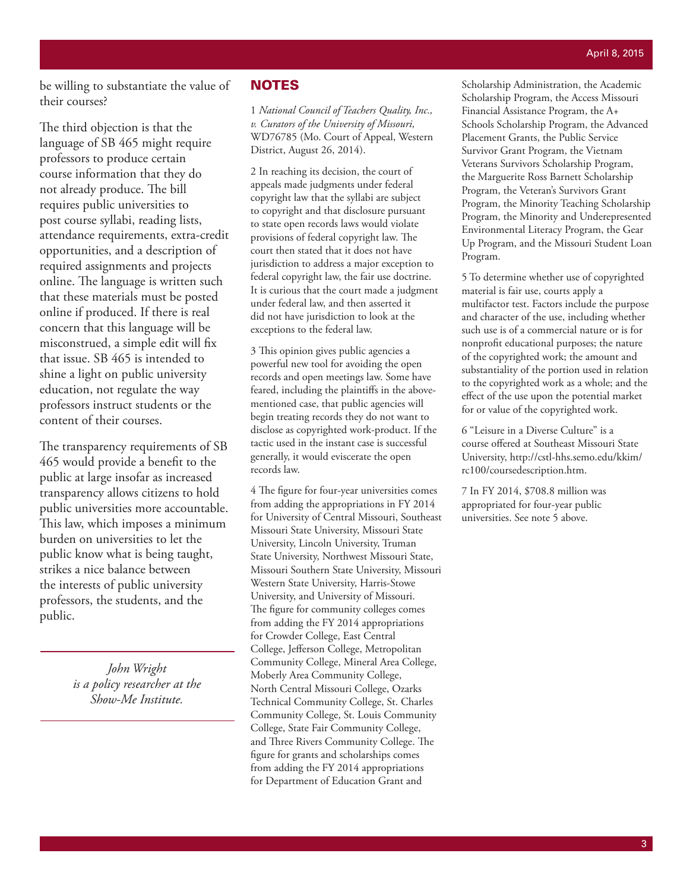be willing to substantiate the value of their courses?

The third objection is that the language of SB 465 might require professors to produce certain course information that they do not already produce. The bill requires public universities to post course syllabi, reading lists, attendance requirements, extra-credit opportunities, and a description of required assignments and projects online. The language is written such that these materials must be posted online if produced. If there is real concern that this language will be misconstrued, a simple edit will fix that issue. SB 465 is intended to shine a light on public university education, not regulate the way professors instruct students or the content of their courses.

The transparency requirements of SB 465 would provide a benefit to the public at large insofar as increased transparency allows citizens to hold public universities more accountable. This law, which imposes a minimum burden on universities to let the public know what is being taught, strikes a nice balance between the interests of public university professors, the students, and the public.

*John Wright is a policy researcher at the Show-Me Institute.*

## NOTES

1 *National Council of Teachers Quality, Inc., v. Curators of the University of Missouri,* WD76785 (Mo. Court of Appeal, Western District, August 26, 2014).

2 In reaching its decision, the court of appeals made judgments under federal copyright law that the syllabi are subject to copyright and that disclosure pursuant to state open records laws would violate provisions of federal copyright law. The court then stated that it does not have jurisdiction to address a major exception to federal copyright law, the fair use doctrine. It is curious that the court made a judgment under federal law, and then asserted it did not have jurisdiction to look at the exceptions to the federal law.

3 This opinion gives public agencies a powerful new tool for avoiding the open records and open meetings law. Some have feared, including the plaintiffs in the above-mentioned case, that public agencies will begin treating records they do not want to disclose as copyrighted work-product. If the tactic used in the instant case is successful generally, it would eviscerate the open records law.

4 The figure for four-year universities comes from adding the appropriations in FY 2014 for University of Central Missouri, Southeast Missouri State University, Missouri State University, Lincoln University, Truman State University, Northwest Missouri State, Missouri Southern State University, Missouri Western State University, Harris-Stowe University, and University of Missouri. The figure for community colleges comes from adding the FY 2014 appropriations for Crowder College, East Central College, Jefferson College, Metropolitan Community College, Mineral Area College, Moberly Area Community College, North Central Missouri College, Ozarks Technical Community College, St. Charles Community College, St. Louis Community College, State Fair Community College, and Three Rivers Community College. The figure for grants and scholarships comes from adding the FY 2014 appropriations for Department of Education Grant and Scholarship Administration, the Academic Scholarship Program, the Access Missouri Financial Assistance Program, the A+ Schools Scholarship Program, the Advanced Placement Grants, the Public Service Survivor Grant Program, the Vietnam Veterans Survivors Scholarship Program, the Marguerite Ross Barnett Scholarship Program, the Veteran's Survivors Grant Program, the Minority Teaching Scholarship Program, the Minority and Underepresented Environmental Literacy Program, the Gear Up Program, and the Missouri Student Loan Program.

5 To determine whether use of copyrighted material is fair use, courts apply a multifactor test. Factors include the purpose and character of the use, including whether such use is of a commercial nature or is for nonprofit educational purposes; the nature of the copyrighted work; the amount and substantiality of the portion used in relation to the copyrighted work as a whole; and the effect of the use upon the potential market for or value of the copyrighted work.

6 "Leisure in a Diverse Culture" is a course offered at Southeast Missouri State University, http://cstl-hhs.semo.edu/kkim/rc100/coursedescription.htm.

7 In FY 2014, $708.8 million was appropriated for four-year public universities. See note 5 above.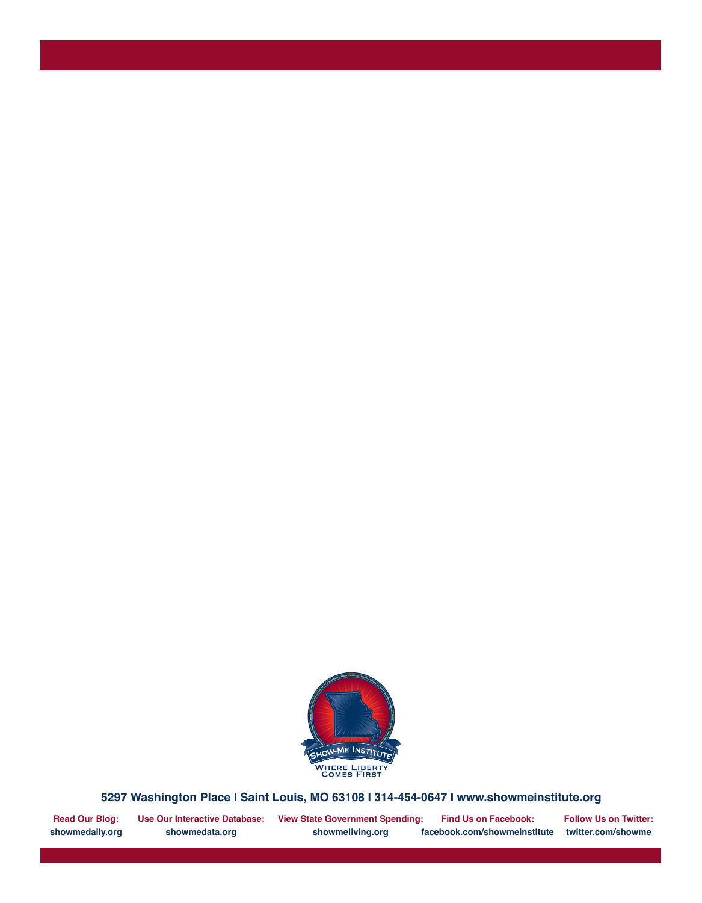SHOW-ME INSTITUTE

WHERE LIBERTY COMES FIRST

**5297 Washington Place I Saint Louis, MO 63108 I 314-454-0647 I www.showmeinstitute.org**

**Read Our Blog:** showmedaily.org

**Use Our Interactive Database:** showmedata.org

**View State Government Spending:** showmeliving.org

**Find Us on Facebook:** facebook.com/showmeinstitute

**Follow Us on Twitter:** twitter.com/showme